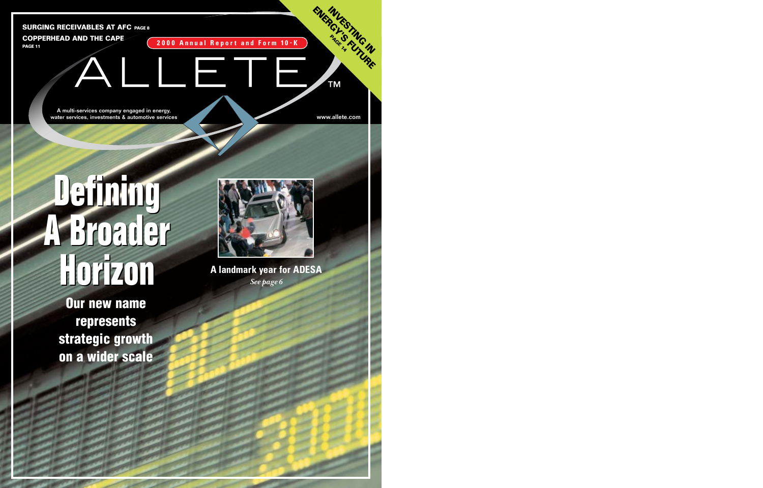**SURGING RECEIVABLES AT AFC** PAGE 8

**COPPERHEAD AND THE CAPE** PAGE 11

2000 Annual Report and Form 10-K

**INVESTING IN ENERGY'S FUTURE** PAGE 14

# ALLETE™

A multi-services company engaged in energy, water services, investments & automotive services

www.allete.com

# Defining A Broader Horizon

## Our new name represents strategic growth on a wider scale

**A landmark year for ADESA**

*See page 6*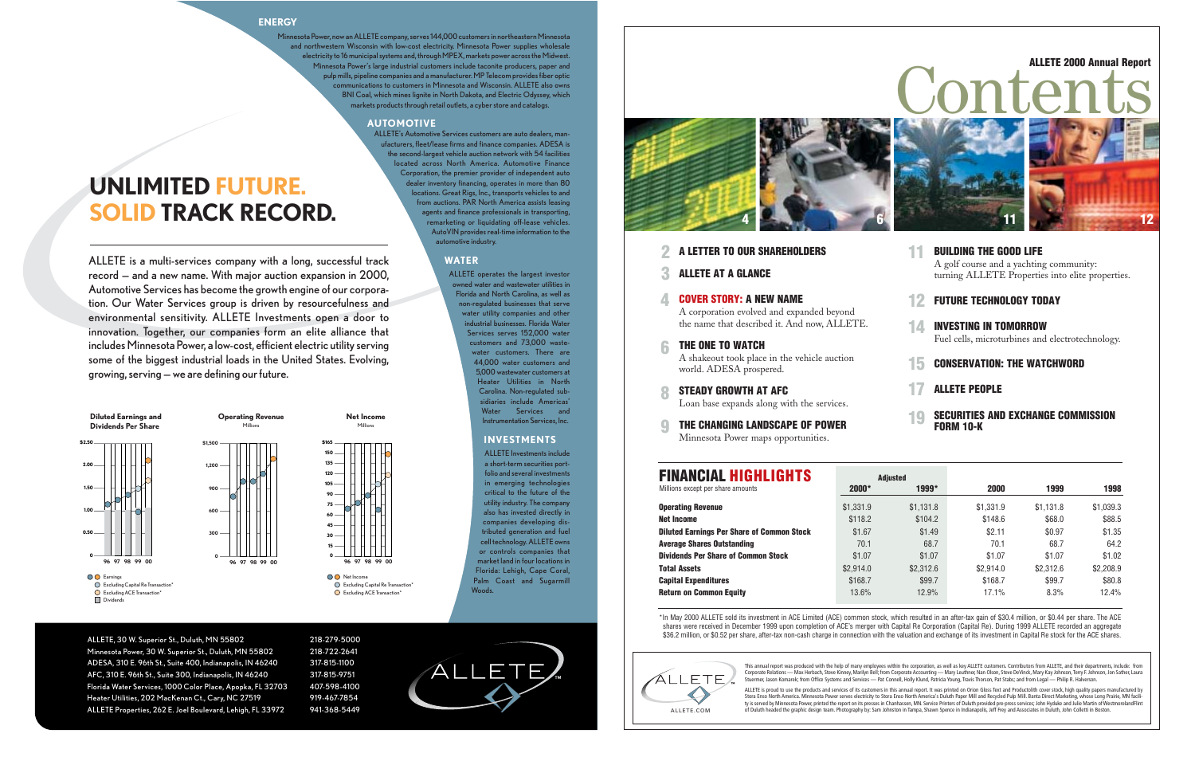## ENERGY

Minnesota Power, now an ALLETE company, serves 144,000 customers in northeastern Minnesota and northwestern Wisconsin with low-cost electricity. Minnesota Power supplies wholesale electricity to 16 municipal systems and, through MPEX, markets power across the Midwest. Minnesota Power's large industrial customers include taconite producers, paper and pulp mills, pipeline companies and a manufacturer. MP Telecom provides fiber optic communications to customers in Minnesota and Wisconsin. ALLETE also owns BNI Coal, which mines lignite in North Dakota, and Electric Odyssey, which markets products through retail outlets, a cyber store and catalogs.

## AUTOMOTIVE

ALLETE's Automotive Services customers are auto dealers, manufacturers, fleet/lease firms and finance companies. ADESA is the second-largest vehicle auction network with 54 facilities located across North America. Automotive Finance Corporation, the premier provider of independent auto dealer inventory financing, operates in more than 80 locations. Great Rigs, Inc., transports vehicles to and from auctions. PAR North America assists leasing agents and finance professionals in transporting, remarketing or liquidating off-lease vehicles. AutoVIN provides real-time information to the automotive industry.

# UNLIMITED FUTURE. SOLID TRACK RECORD.

ALLETE is a multi-services company with a long, successful track record — and a new name. With major auction expansion in 2000, Automotive Services has become the growth engine of our corporation. Our Water Services group is driven by resourcefulness and environmental sensitivity. ALLETE Investments open a door to innovation. Together, our companies form an elite alliance that includes Minnesota Power, a low-cost, efficient electric utility serving some of the biggest industrial loads in the United States. Evolving, growing, serving — we are defining our future.

## WATER

ALLETE operates the largest investor owned water and wastewater utilities in Florida and North Carolina, as well as non-regulated businesses that serve water utility companies and other industrial businesses. Florida Water Services serves 152,000 water customers and 73,000 wastewater customers. There are 44,000 water customers and 5,000 wastewater customers at Heater Utilities in North Carolina. Non-regulated subsidiaries include Americas' Water Services and Instrumentation Services, Inc.

## INVESTMENTS

ALLETE Investments include a short-term securities portfolio and several investments in emerging technologies critical to the future of the utility industry. The company also has invested directly in companies developing distributed generation and fuel cell technology. ALLETE owns or controls companies that market land in four locations in Florida: Lehigh, Cape Coral, Palm Coast and Sugarmill Woods.

**Diluted Earnings and Dividends Per Share** (chart: 96 97 98 99 00; Earnings; Excluding Capital Re Transaction*; Excluding ACE Transaction*; Dividends)

**Operating Revenue** Millions (chart: 96 97 98 99 00)

**Net Income** Millions (chart: 96 97 98 99 00; Net Income; Excluding Capital Re Transaction*; Excluding ACE Transaction*)

ALLETE, 30 W. Superior St., Duluth, MN 55802 — 218-279-5000
Minnesota Power, 30 W. Superior St., Duluth, MN 55802 — 218-722-2641
ADESA, 310 E. 96th St., Suite 400, Indianapolis, IN 46240 — 317-815-1100
AFC, 310 E. 96th St., Suite 300, Indianapolis, IN 46240 — 317-815-9751
Florida Water Services, 1000 Color Place, Apopka, FL 32703 — 407-598-4100
Heater Utilities, 202 MacKenan Ct., Cary, NC 27519 — 919-467-7854
ALLETE Properties, 262 E. Joel Boulevard, Lehigh, FL 33972 — 941-368-5449

# ALLETE 2000 Annual Report Contents

- **2** A LETTER TO OUR SHAREHOLDERS
- **3** ALLETE AT A GLANCE
- **4** COVER STORY: A NEW NAME — A corporation evolved and expanded beyond the name that described it. And now, ALLETE.
- **6** THE ONE TO WATCH — A shakeout took place in the vehicle auction world. ADESA prospered.
- **8** STEADY GROWTH AT AFC — Loan base expands along with the services.
- **9** THE CHANGING LANDSCAPE OF POWER — Minnesota Power maps opportunities.
- **11** BUILDING THE GOOD LIFE — A golf course and a yachting community: turning ALLETE Properties into elite properties.
- **12** FUTURE TECHNOLOGY TODAY
- **14** INVESTING IN TOMORROW — Fuel cells, microturbines and electrotechnology.
- **15** CONSERVATION: THE WATCHWORD
- **17** ALLETE PEOPLE
- **19** SECURITIES AND EXCHANGE COMMISSION FORM 10-K

## FINANCIAL HIGHLIGHTS

| Millions except per share amounts | Adjusted 2000* | Adjusted 1999* | 2000 | 1999 | 1998 |
|---|---|---|---|---|---|
| **Operating Revenue** | $1,331.9 | $1,131.8 | $1,331.9 | $1,131.8 | $1,039.3 |
| **Net Income** | $118.2 | $104.2 | $148.6 | $68.0 | $88.5 |
| **Diluted Earnings Per Share of Common Stock** | $1.67 | $1.49 | $2.11 | $0.97 | $1.35 |
| **Average Shares Outstanding** | 70.1 | 68.7 | 70.1 | 68.7 | 64.2 |
| **Dividends Per Share of Common Stock** | $1.07 | $1.07 | $1.07 | $1.07 | $1.02 |
| **Total Assets** | $2,914.0 | $2,312.6 | $2,914.0 | $2,312.6 | $2,208.9 |
| **Capital Expenditures** | $168.7 | $99.7 | $168.7 | $99.7 | $80.8 |
| **Return on Common Equity** | 13.6% | 12.9% | 17.1% | 8.3% | 12.4% |

*In May 2000 ALLETE sold its investment in ACE Limited (ACE) common stock, which resulted in an after-tax gain of $30.4 million, or $0.44 per share. The ACE shares were received in December 1999 upon completion of ACE's merger with Capital Re Corporation (Capital Re). During 1999 ALLETE recorded an aggregate $36.2 million, or $0.52 per share, after-tax non-cash charge in connection with the valuation and exchange of its investment in Capital Re stock for the ACE shares.

This annual report was produced with the help of many employees within the corporation, as well as key ALLETE customers. Contributors from ALLETE, and their departments, include: from Corporate Relations — Max Herbach, Steve Kinney, Marilyn Bell; from Corporate Accounting — Mary Leuthner, Nan Olson, Steve DeVinck, Mary Kay Johnson, Terry F. Johnson, Jon Sather, Laura Stuermer, Jason Komarek; from Office Systems and Services — Pat Connell, Holly Klund, Patricia Young, Travis Thorson, Pat Stabs; and from Legal — Philip R. Halverson.

ALLETE is proud to use the products and services of its customers in this annual report. It was printed on Orion Gloss Text and Productolith cover stock, high quality papers manufactured by Stora Enso North America. Minnesota Power serves electricity to Stora Enso North America's Duluth Paper Mill and Recycled Pulp Mill. Banta Direct Marketing, whose Long Prairie, MN facility is served by Minnesota Power, printed the report on its presses in Chanhassen, MN. Service Printers of Duluth provided pre-press services; John Hyduke and Julie Martin of WestmorelandFlint of Duluth headed the graphic design team. Photography by: Sam Johnston in Tampa, Shawn Spence in Indianapolis, Jeff Frey and Associates in Duluth, John Colletti in Boston.

ALLETE.COM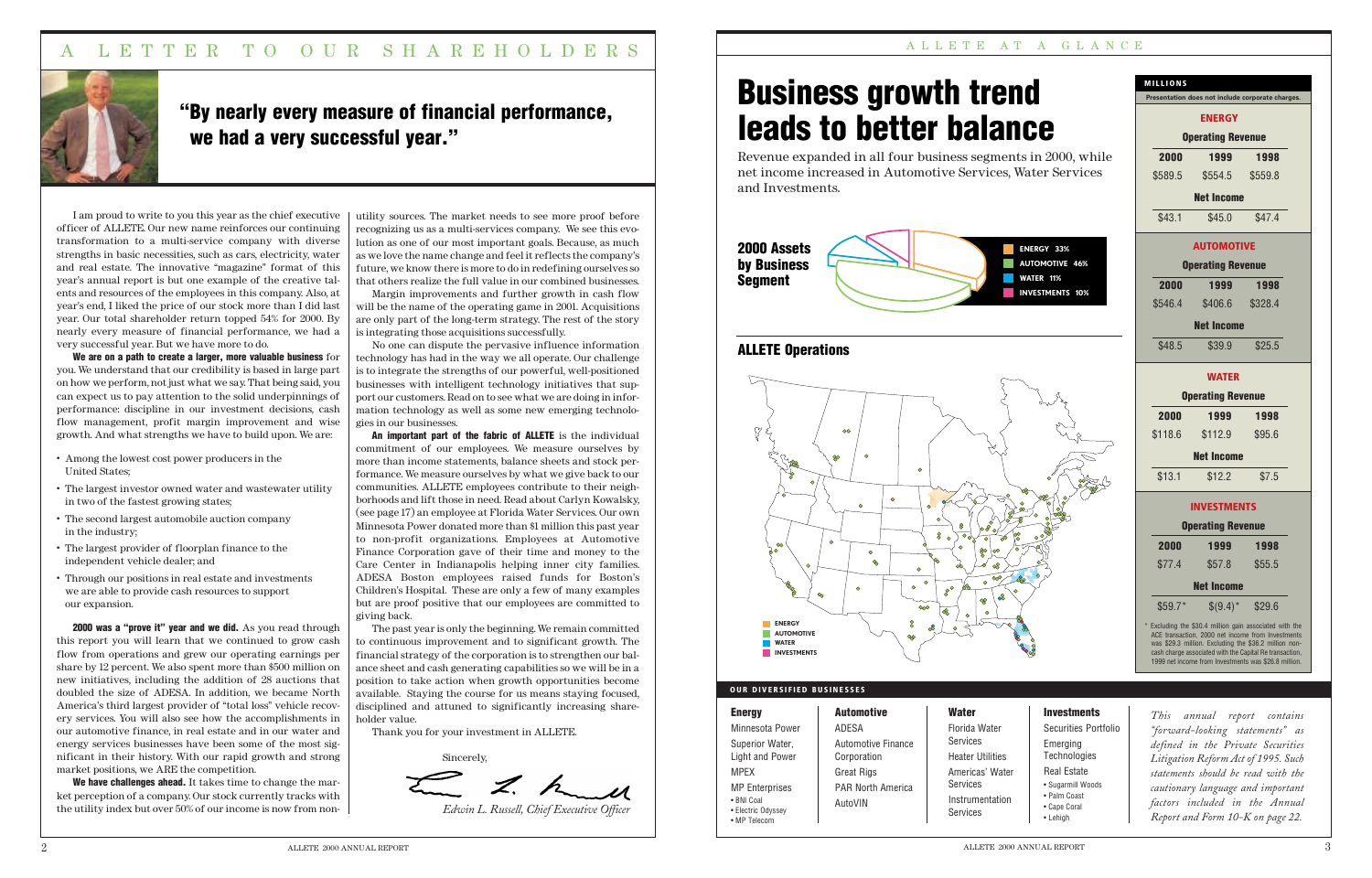# A LETTER TO OUR SHAREHOLDERS

## "By nearly every measure of financial performance, we had a very successful year."

I am proud to write to you this year as the chief executive officer of ALLETE. Our new name reinforces our continuing transformation to a multi-service company with diverse strengths in basic necessities, such as cars, electricity, water and real estate. The innovative "magazine" format of this year's annual report is but one example of the creative talents and resources of the employees in this company. Also, at year's end, I liked the price of our stock more than I did last year. Our total shareholder return topped 54% for 2000. By nearly every measure of financial performance, we had a very successful year. But we have more to do.

**We are on a path to create a larger, more valuable business** for you. We understand that our credibility is based in large part on how we perform, not just what we say. That being said, you can expect us to pay attention to the solid underpinnings of performance: discipline in our investment decisions, cash flow management, profit margin improvement and wise growth. And what strengths we have to build upon. We are:

- Among the lowest cost power producers in the United States;
- The largest investor owned water and wastewater utility in two of the fastest growing states;
- The second largest automobile auction company in the industry;
- The largest provider of floorplan finance to the independent vehicle dealer; and
- Through our positions in real estate and investments we are able to provide cash resources to support our expansion.

**2000 was a "prove it" year and we did.** As you read through this report you will learn that we continued to grow cash flow from operations and grew our operating earnings per share by 12 percent. We also spent more than $500 million on new initiatives, including the addition of 28 auctions that doubled the size of ADESA. In addition, we became North America's third largest provider of "total loss" vehicle recovery services. You will also see how the accomplishments in our automotive finance, in real estate and in our water and energy services businesses have been some of the most significant in their history. With our rapid growth and strong market positions, we ARE the competition.

**We have challenges ahead.** It takes time to change the market perception of a company. Our stock currently tracks with the utility index but over 50% of our income is now from non-utility sources. The market needs to see more proof before recognizing us as a multi-services company. We see this evolution as one of our most important goals. Because, as much as we love the name change and feel it reflects the company's future, we know there is more to do in redefining ourselves so that others realize the full value in our combined businesses.

Margin improvements and further growth in cash flow will be the name of the operating game in 2001. Acquisitions are only part of the long-term strategy. The rest of the story is integrating those acquisitions successfully.

No one can dispute the pervasive influence information technology has had in the way we all operate. Our challenge is to integrate the strengths of our powerful, well-positioned businesses with intelligent technology initiatives that support our customers. Read on to see what we are doing in information technology as well as some new emerging technologies in our businesses.

**An important part of the fabric of ALLETE** is the individual commitment of our employees. We measure ourselves by more than income statements, balance sheets and stock performance. We measure ourselves by what we give back to our communities. ALLETE employees contribute to their neighborhoods and lift those in need. Read about Carlyn Kowalsky, (see page 17) an employee at Florida Water Services. Our own Minnesota Power donated more than $1 million this past year to non-profit organizations. Employees at Automotive Finance Corporation gave of their time and money to the Care Center in Indianapolis helping inner city families. ADESA Boston employees raised funds for Boston's Children's Hospital. These are only a few of many examples but are proof positive that our employees are committed to giving back.

The past year is only the beginning. We remain committed to continuous improvement and to significant growth. The financial strategy of the corporation is to strengthen our balance sheet and cash generating capabilities so we will be in a position to take action when growth opportunities become available. Staying the course for us means staying focused, disciplined and attuned to significantly increasing shareholder value.

Thank you for your investment in ALLETE.

Sincerely,

*Edwin L. Russell, Chief Executive Officer*

# ALLETE AT A GLANCE

## Business growth trend leads to better balance

Revenue expanded in all four business segments in 2000, while net income increased in Automotive Services, Water Services and Investments.

**2000 Assets by Business Segment**

- ENERGY 33%
- AUTOMOTIVE 46%
- WATER 11%
- INVESTMENTS 10%

### ALLETE Operations

ENERGY · AUTOMOTIVE · WATER · INVESTMENTS

**MILLIONS**

Presentation does not include corporate charges.

| | 2000 | 1999 | 1998 |
|---|---|---|---|
| **ENERGY** | | | |
| Operating Revenue | $589.5 | $554.5 | $559.8 |
| Net Income | $43.1 | $45.0 | $47.4 |
| **AUTOMOTIVE** | | | |
| Operating Revenue | $546.4 | $406.6 | $328.4 |
| Net Income | $48.5 | $39.9 | $25.5 |
| **WATER** | | | |
| Operating Revenue | $118.6 | $112.9 | $95.6 |
| Net Income | $13.1 | $12.2 | $7.5 |
| **INVESTMENTS** | | | |
| Operating Revenue | $77.4 | $57.8 | $55.5 |
| Net Income | $59.7* | $(9.4)* | $29.6 |

\* Excluding the $30.4 million gain associated with the ACE transaction, 2000 net income from Investments was $29.3 million. Excluding the $36.2 million non-cash charge associated with the Capital Re transaction, 1999 net income from Investments was $26.8 million.

### OUR DIVERSIFIED BUSINESSES

| Energy | Automotive | Water | Investments |
|---|---|---|---|
| Minnesota Power | ADESA | Florida Water Services | Securities Portfolio |
| Superior Water, Light and Power | Automotive Finance Corporation | Heater Utilities | Emerging Technologies |
| MPEX | Great Rigs | Americas' Water Services | Real Estate |
| MP Enterprises | PAR North America | Instrumentation Services | • Sugarmill Woods |
| • BNI Coal | AutoVIN | | • Palm Coast |
| • Electric Odyssey | | | • Cape Coral |
| • MP Telecom | | | • Lehigh |

*This annual report contains "forward-looking statements" as defined in the Private Securities Litigation Reform Act of 1995. Such statements should be read with the cautionary language and important factors included in the Annual Report and Form 10-K on page 22.*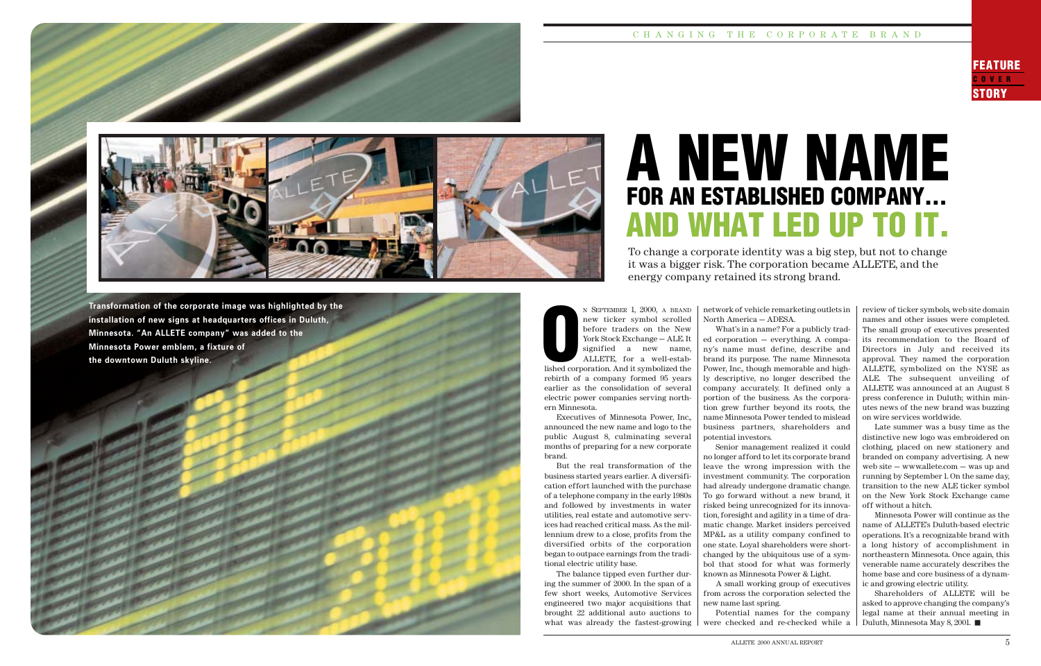CHANGING THE CORPORATE BRAND

FEATURE COVER STORY

# A NEW NAME FOR AN ESTABLISHED COMPANY... AND WHAT LED UP TO IT.

To change a corporate identity was a big step, but not to change it was a bigger risk. The corporation became ALLETE, and the energy company retained its strong brand.

**Transformation of the corporate image was highlighted by the installation of new signs at headquarters offices in Duluth, Minnesota. "An ALLETE company" was added to the Minnesota Power emblem, a fixture of the downtown Duluth skyline.**

On September 1, 2000, a brand new ticker symbol scrolled before traders on the New York Stock Exchange — ALE. It signified a new name, ALLETE, for a well-established corporation. And it symbolized the rebirth of a company formed 95 years earlier as the consolidation of several electric power companies serving northern Minnesota.

Executives of Minnesota Power, Inc., announced the new name and logo to the public August 8, culminating several months of preparing for a new corporate brand.

But the real transformation of the business started years earlier. A diversification effort launched with the purchase of a telephone company in the early 1980s and followed by investments in water utilities, real estate and automotive services had reached critical mass. As the millennium drew to a close, profits from the diversified orbits of the corporation began to outpace earnings from the traditional electric utility base.

The balance tipped even further during the summer of 2000. In the span of a few short weeks, Automotive Services engineered two major acquisitions that brought 22 additional auto auctions to what was already the fastest-growing network of vehicle remarketing outlets in North America — ADESA.

What's in a name? For a publicly traded corporation — everything. A company's name must define, describe and brand its purpose. The name Minnesota Power, Inc., though memorable and highly descriptive, no longer described the company accurately. It defined only a portion of the business. As the corporation grew further beyond its roots, the name Minnesota Power tended to mislead business partners, shareholders and potential investors.

Senior management realized it could no longer afford to let its corporate brand leave the wrong impression with the investment community. The corporation had already undergone dramatic change. To go forward without a new brand, it risked being unrecognized for its innovation, foresight and agility in a time of dramatic change. Market insiders perceived MP&L as a utility company confined to one state. Loyal shareholders were short-changed by the ubiquitous use of a symbol that stood for what was formerly known as Minnesota Power & Light.

A small working group of executives from across the corporation selected the new name last spring.

Potential names for the company were checked and re-checked while a review of ticker symbols, web site domain names and other issues were completed. The small group of executives presented its recommendation to the Board of Directors in July and received its approval. They named the corporation ALLETE, symbolized on the NYSE as ALE. The subsequent unveiling of ALLETE was announced at an August 8 press conference in Duluth; within minutes news of the new brand was buzzing on wire services worldwide.

Late summer was a busy time as the distinctive new logo was embroidered on clothing, placed on new stationery and branded on company advertising. A new web site — www.allete.com — was up and running by September 1. On the same day, transition to the new ALE ticker symbol on the New York Stock Exchange came off without a hitch.

Minnesota Power will continue as the name of ALLETE's Duluth-based electric operations. It's a recognizable brand with a long history of accomplishment in northeastern Minnesota. Once again, this venerable name accurately describes the home base and core business of a dynamic and growing electric utility.

Shareholders of ALLETE will be asked to approve changing the company's legal name at their annual meeting in Duluth, Minnesota May 8, 2001. ■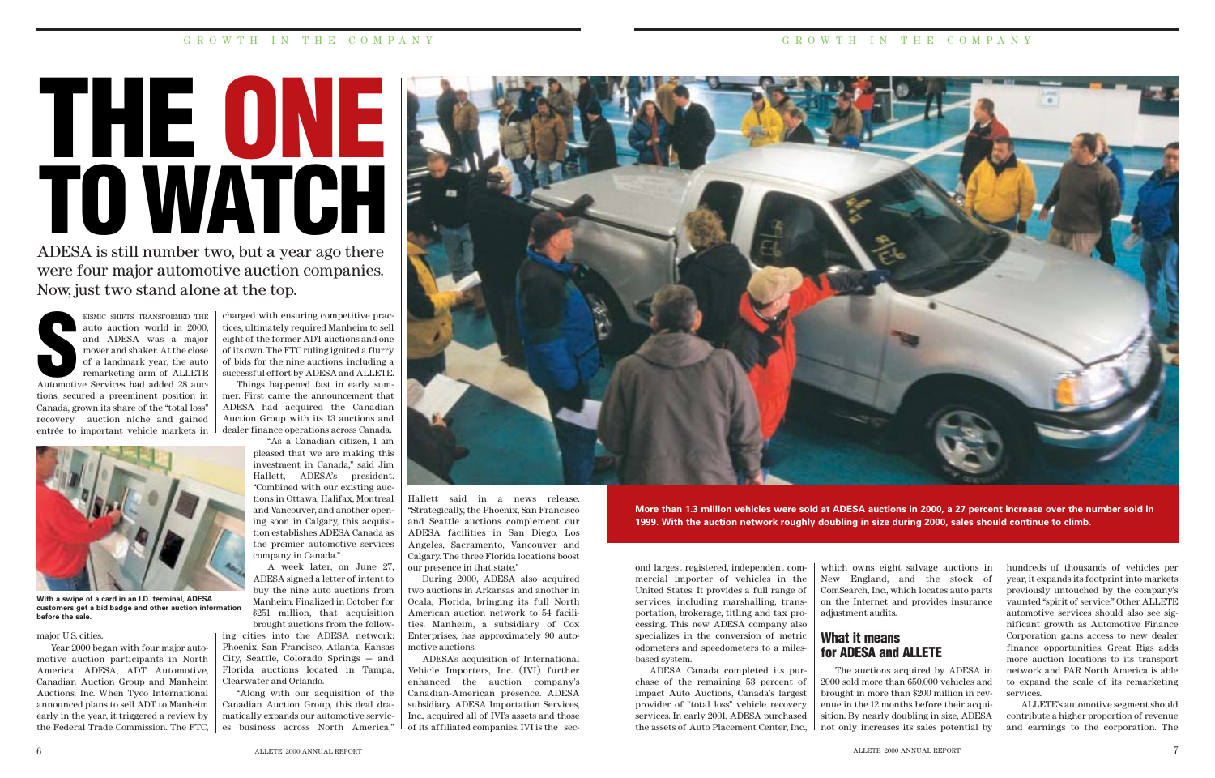# THE ONE TO WATCH

ADESA is still number two, but a year ago there were four major automotive auction companies. Now, just two stand alone at the top.

Seismic shifts transformed the auto auction world in 2000, and ADESA was a major mover and shaker. At the close of a landmark year, the auto remarketing arm of ALLETE Automotive Services had added 28 auctions, secured a preeminent position in Canada, grown its share of the "total loss" recovery auction niche and gained entrée to important vehicle markets in major U.S. cities.

Year 2000 began with four major automotive auction participants in North America: ADESA, ADT Automotive, Canadian Auction Group and Manheim Auctions, Inc. When Tyco International announced plans to sell ADT to Manheim early in the year, it triggered a review by the Federal Trade Commission. The FTC, charged with ensuring competitive practices, ultimately required Manheim to sell eight of the former ADT auctions and one of its own. The FTC ruling ignited a flurry of bids for the nine auctions, including a successful effort by ADESA and ALLETE.

Things happened fast in early summer. First came the announcement that ADESA had acquired the Canadian Auction Group with its 13 auctions and dealer finance operations across Canada.

"As a Canadian citizen, I am pleased that we are making this investment in Canada," said Jim Hallett, ADESA's president. "Combined with our existing auctions in Ottawa, Halifax, Montreal and Vancouver, and another opening soon in Calgary, this acquisition establishes ADESA Canada as the premier automotive services company in Canada."

A week later, on June 27, ADESA signed a letter of intent to buy the nine auto auctions from Manheim. Finalized in October for $251 million, that acquisition brought auctions from the following cities into the ADESA network: Phoenix, San Francisco, Atlanta, Kansas City, Seattle, Colorado Springs — and Florida auctions located in Tampa, Clearwater and Orlando.

"Along with our acquisition of the Canadian Auction Group, this deal dramatically expands our automotive services business across North America," Hallett said in a news release. "Strategically, the Phoenix, San Francisco and Seattle auctions complement our ADESA facilities in San Diego, Los Angeles, Sacramento, Vancouver and Calgary. The three Florida locations boost our presence in that state."

With a swipe of a card in an I.D. terminal, ADESA customers get a bid badge and other auction information before the sale.

During 2000, ADESA also acquired two auctions in Arkansas and another in Ocala, Florida, bringing its full North American auction network to 54 facilities. Manheim, a subsidiary of Cox Enterprises, has approximately 90 automotive auctions.

ADESA's acquisition of International Vehicle Importers, Inc. (IVI) further enhanced the auction company's Canadian-American presence. ADESA subsidiary ADESA Importation Services, Inc., acquired all of IVI's assets and those of its affiliated companies. IVI is the second largest registered, independent commercial importer of vehicles in the United States. It provides a full range of services, including marshalling, transportation, brokerage, titling and tax processing. This new ADESA company also specializes in the conversion of metric odometers and speedometers to a miles-based system.

More than 1.3 million vehicles were sold at ADESA auctions in 2000, a 27 percent increase over the number sold in 1999. With the auction network roughly doubling in size during 2000, sales should continue to climb.

ADESA Canada completed its purchase of the remaining 53 percent of Impact Auto Auctions, Canada's largest provider of "total loss" vehicle recovery services. In early 2001, ADESA purchased the assets of Auto Placement Center, Inc., which owns eight salvage auctions in New England, and the stock of ComSearch, Inc., which locates auto parts on the Internet and provides insurance adjustment audits.

## What it means for ADESA and ALLETE

The auctions acquired by ADESA in 2000 sold more than 650,000 vehicles and brought in more than $200 million in revenue in the 12 months before their acquisition. By nearly doubling in size, ADESA not only increases its sales potential by hundreds of thousands of vehicles per year, it expands its footprint into markets previously untouched by the company's vaunted "spirit of service." Other ALLETE automotive services should also see significant growth as Automotive Finance Corporation gains access to new dealer finance opportunities, Great Rigs adds more auction locations to its transport network and PAR North America is able to expand the scale of its remarketing services.

ALLETE's automotive segment should contribute a higher proportion of revenue and earnings to the corporation. The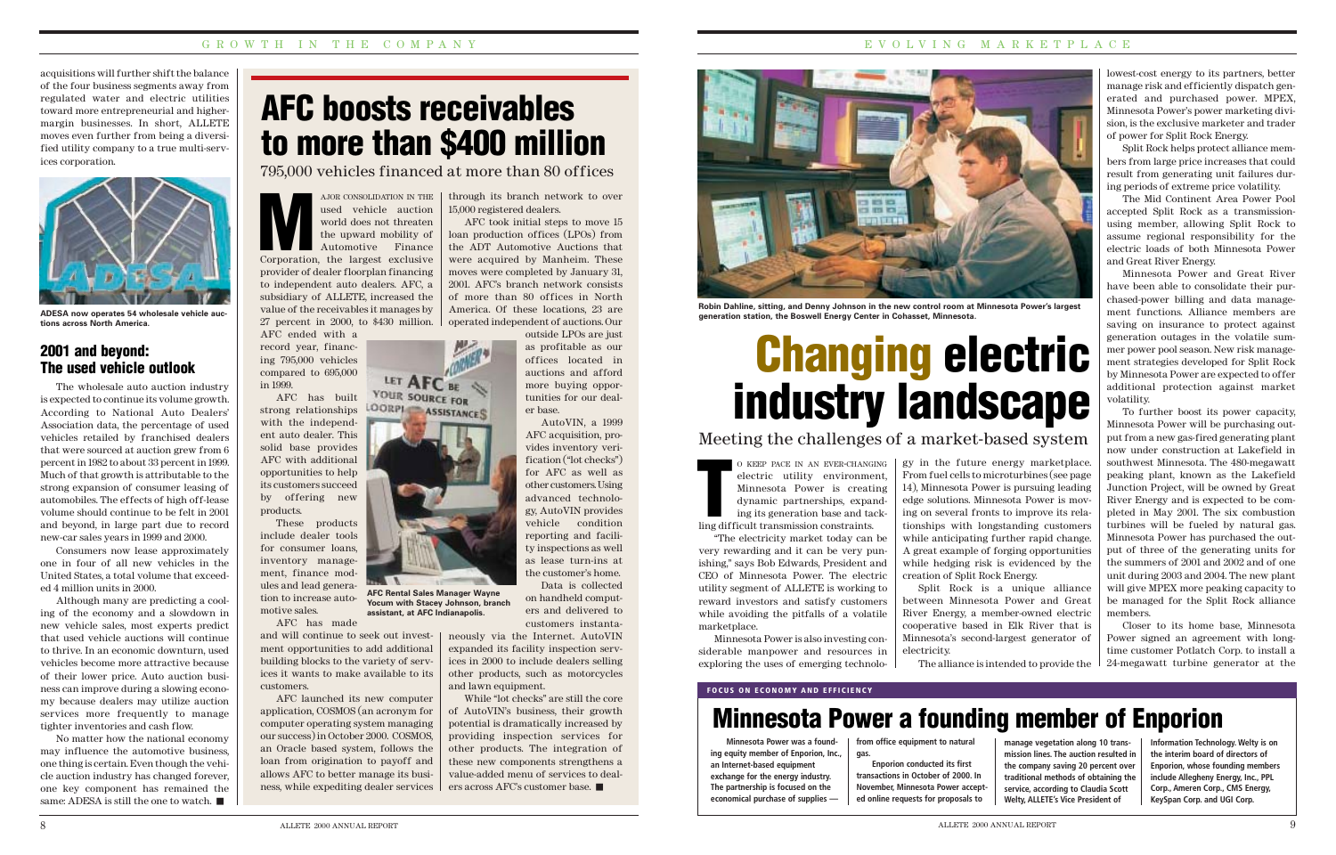acquisitions will further shift the balance of the four business segments away from regulated water and electric utilities toward more entrepreneurial and higher-margin businesses. In short, ALLETE moves even further from being a diversified utility company to a true multi-services corporation.

ADESA now operates 54 wholesale vehicle auctions across North America.

## 2001 and beyond: The used vehicle outlook

The wholesale auto auction industry is expected to continue its volume growth. According to National Auto Dealers' Association data, the percentage of used vehicles retailed by franchised dealers that were sourced at auction grew from 6 percent in 1982 to about 33 percent in 1999. Much of that growth is attributable to the strong expansion of consumer leasing of automobiles. The effects of high off-lease volume should continue to be felt in 2001 and beyond, in large part due to record new-car sales years in 1999 and 2000.

Consumers now lease approximately one in four of all new vehicles in the United States, a total volume that exceeded 4 million units in 2000.

Although many are predicting a cooling of the economy and a slowdown in new vehicle sales, most experts predict that used vehicle auctions will continue to thrive. In an economic downturn, used vehicles become more attractive because of their lower price. Auto auction business can improve during a slowing economy because dealers may utilize auction services more frequently to manage tighter inventories and cash flow.

No matter how the national economy may influence the automotive business, one thing is certain. Even though the vehicle auction industry has changed forever, one key component has remained the same: ADESA is still the one to watch. ■

# AFC boosts receivables to more than $400 million

795,000 vehicles financed at more than 80 offices

Major consolidation in the used vehicle auction world does not threaten the upward mobility of Automotive Finance Corporation, the largest exclusive provider of dealer floorplan financing to independent auto dealers. AFC, a subsidiary of ALLETE, increased the value of the receivables it manages by 27 percent in 2000, to $430 million. AFC ended with a record year, financing 795,000 vehicles compared to 695,000 in 1999.

AFC has built strong relationships with the independent auto dealer. This solid base provides AFC with additional opportunities to help its customers succeed by offering new products.

These products include dealer tools for consumer loans, inventory management, finance modules and lead generation to increase automotive sales.

AFC has made and will continue to seek out investment opportunities to add additional building blocks to the variety of services it wants to make available to its customers.

AFC launched its new computer application, COSMOS (an acronym for computer operating system managing our success) in October 2000. COSMOS, an Oracle based system, follows the loan from origination to payoff and allows AFC to better manage its business, while expediting dealer services through its branch network to over 15,000 registered dealers.

AFC took initial steps to move 15 loan production offices (LPOs) from the ADT Automotive Auctions that were acquired by Manheim. These moves were completed by January 31, 2001. AFC's branch network consists of more than 80 offices in North America. Of these locations, 23 are operated independent of auctions. Our outside LPOs are just as profitable as our offices located in auctions and afford more buying opportunities for our dealer base.

AFC Rental Sales Manager Wayne Yocum with Stacey Johnson, branch assistant, at AFC Indianapolis.

AutoVIN, a 1999 AFC acquisition, provides inventory verification ("lot checks") for AFC as well as other customers. Using advanced technology, AutoVIN provides vehicle condition reporting and facility inspections as well as lease turn-ins at the customer's home.

Data is collected on handheld computers and delivered to customers instantaneously via the Internet. AutoVIN expanded its facility inspection services in 2000 to include dealers selling other products, such as motorcycles and lawn equipment.

While "lot checks" are still the core of AutoVIN's business, their growth potential is dramatically increased by providing inspection services for other products. The integration of these new components strengthens a value-added menu of services to dealers across AFC's customer base. ■

Robin Dahline, sitting, and Denny Johnson in the new control room at Minnesota Power's largest generation station, the Boswell Energy Center in Cohasset, Minnesota.

# Changing electric industry landscape

Meeting the challenges of a market-based system

To keep pace in an ever-changing electric utility environment, Minnesota Power is creating dynamic partnerships, expanding its generation base and tackling difficult transmission constraints.

"The electricity market today can be very rewarding and it can be very punishing," says Bob Edwards, President and CEO of Minnesota Power. The electric utility segment of ALLETE is working to reward investors and satisfy customers while avoiding the pitfalls of a volatile marketplace.

Minnesota Power is also investing considerable manpower and resources in exploring the uses of emerging technology in the future energy marketplace. From fuel cells to microturbines (see page 14), Minnesota Power is pursuing leading edge solutions. Minnesota Power is moving on several fronts to improve its relationships with longstanding customers while anticipating further rapid change. A great example of forging opportunities while hedging risk is evidenced by the creation of Split Rock Energy.

Split Rock is a unique alliance between Minnesota Power and Great River Energy, a member-owned electric cooperative based in Elk River that is Minnesota's second-largest generator of electricity.

The alliance is intended to provide the lowest-cost energy to its partners, better manage risk and efficiently dispatch generated and purchased power. MPEX, Minnesota Power's power marketing division, is the exclusive marketer and trader of power for Split Rock Energy.

Split Rock helps protect alliance members from large price increases that could result from generating unit failures during periods of extreme price volatility.

The Mid Continent Area Power Pool accepted Split Rock as a transmission-using member, allowing Split Rock to assume regional responsibility for the electric loads of both Minnesota Power and Great River Energy.

Minnesota Power and Great River have been able to consolidate their purchased-power billing and data management functions. Alliance members are saving on insurance to protect against generation outages in the volatile summer power pool season. New risk management strategies developed for Split Rock by Minnesota Power are expected to offer additional protection against market volatility.

To further boost its power capacity, Minnesota Power will be purchasing output from a new gas-fired generating plant now under construction at Lakefield in southwest Minnesota. The 480-megawatt peaking plant, known as the Lakefield Junction Project, will be owned by Great River Energy and is expected to be completed in May 2001. The six combustion turbines will be fueled by natural gas. Minnesota Power has purchased the output of three of the generating units for the summers of 2001 and 2002 and of one unit during 2003 and 2004. The new plant will give MPEX more peaking capacity to be managed for the Split Rock alliance members.

Closer to its home base, Minnesota Power signed an agreement with longtime customer Potlatch Corp. to install a 24-megawatt turbine generator at the

**FOCUS ON ECONOMY AND EFFICIENCY**

## Minnesota Power a founding member of Enporion

**Minnesota Power was a founding equity member of Enporion, Inc., an Internet-based equipment exchange for the energy industry. The partnership is focused on the economical purchase of supplies — from office equipment to natural gas.**

**Enporion conducted its first transactions in October of 2000. In November, Minnesota Power accepted online requests for proposals to manage vegetation along 10 transmission lines. The auction resulted in the company saving 20 percent over traditional methods of obtaining the service, according to Claudia Scott Welty, ALLETE's Vice President of Information Technology. Welty is on the interim board of directors of Enporion, whose founding members include Allegheny Energy, Inc., PPL Corp., Ameren Corp., CMS Energy, KeySpan Corp. and UGI Corp.**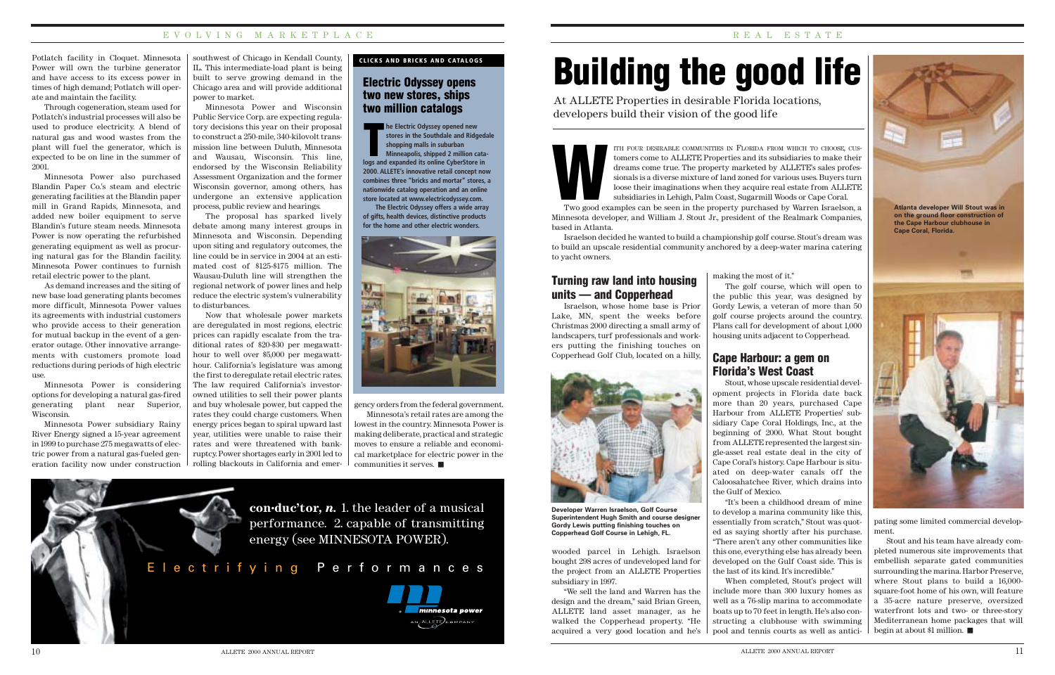Potlatch facility in Cloquet. Minnesota Power will own the turbine generator and have access to its excess power in times of high demand; Potlatch will operate and maintain the facility.

Through cogeneration, steam used for Potlatch's industrial processes will also be used to produce electricity. A blend of natural gas and wood wastes from the plant will fuel the generator, which is expected to be on line in the summer of 2001.

Minnesota Power also purchased Blandin Paper Co.'s steam and electric generating facilities at the Blandin paper mill in Grand Rapids, Minnesota, and added new boiler equipment to serve Blandin's future steam needs. Minnesota Power is now operating the refurbished generating equipment as well as procuring natural gas for the Blandin facility. Minnesota Power continues to furnish retail electric power to the plant.

As demand increases and the siting of new base load generating plants becomes more difficult, Minnesota Power values its agreements with industrial customers who provide access to their generation for mutual backup in the event of a generator outage. Other innovative arrangements with customers promote load reductions during periods of high electric use.

Minnesota Power is considering options for developing a natural gas-fired generating plant near Superior, Wisconsin.

Minnesota Power subsidiary Rainy River Energy signed a 15-year agreement in 1999 to purchase 275 megawatts of electric power from a natural gas-fueled generation facility now under construction southwest of Chicago in Kendall County, IL. This intermediate-load plant is being built to serve growing demand in the Chicago area and will provide additional power to market.

Minnesota Power and Wisconsin Public Service Corp. are expecting regulatory decisions this year on their proposal to construct a 250-mile, 340-kilovolt transmission line between Duluth, Minnesota and Wausau, Wisconsin. This line, endorsed by the Wisconsin Reliability Assessment Organization and the former Wisconsin governor, among others, has undergone an extensive application process, public review and hearings.

The proposal has sparked lively debate among many interest groups in Minnesota and Wisconsin. Depending upon siting and regulatory outcomes, the line could be in service in 2004 at an estimated cost of \$125-\$175 million. The Wausau-Duluth line will strengthen the regional network of power lines and help reduce the electric system's vulnerability to disturbances.

Now that wholesale power markets are deregulated in most regions, electric prices can rapidly escalate from the traditional rates of \$20-\$30 per megawatt-hour to well over \$5,000 per megawatt-hour. California's legislature was among the first to deregulate retail electric rates. The law required California's investor-owned utilities to sell their power plants and buy wholesale power, but capped the rates they could charge customers. When energy prices began to spiral upward last year, utilities were unable to raise their rates and were threatened with bankruptcy. Power shortages early in 2001 led to rolling blackouts in California and emergency orders from the federal government.

Minnesota's retail rates are among the lowest in the country. Minnesota Power is making deliberate, practical and strategic moves to ensure a reliable and economical marketplace for electric power in the communities it serves. ■

**CLICKS AND BRICKS AND CATALOGS**

### Electric Odyssey opens two new stores, ships two million catalogs

**The Electric Odyssey opened new stores in the Southdale and Ridgedale shopping malls in suburban Minneapolis, shipped 2 million catalogs and expanded its online CyberStore in 2000. ALLETE's innovative retail concept now combines three "bricks and mortar" stores, a nationwide catalog operation and an online store located at www.electricodyssey.com.**

**The Electric Odyssey offers a wide array of gifts, health devices, distinctive products for the home and other electric wonders.**

**con·duc'tor,** ***n.*** 1. the leader of a musical performance. 2. capable of transmitting energy (see MINNESOTA POWER).

Electrifying Performances

minnesota power — AN ALLETE COMPANY

# Building the good life

At ALLETE Properties in desirable Florida locations, developers build their vision of the good life

With four desirable communities in Florida from which to choose, customers come to ALLETE Properties and its subsidiaries to make their dreams come true. The property marketed by ALLETE's sales professionals is a diverse mixture of land zoned for various uses. Buyers turn loose their imaginations when they acquire real estate from ALLETE subsidiaries in Lehigh, Palm Coast, Sugarmill Woods or Cape Coral.

Two good examples can be seen in the property purchased by Warren Israelson, a Minnesota developer, and William J. Stout Jr., president of the Realmark Companies, based in Atlanta.

Israelson decided he wanted to build a championship golf course. Stout's dream was to build an upscale residential community anchored by a deep-water marina catering to yacht owners.

### Turning raw land into housing units — and Copperhead

Israelson, whose home base is Prior Lake, MN, spent the weeks before Christmas 2000 directing a small army of landscapers, turf professionals and workers putting the finishing touches on Copperhead Golf Club, located on a hilly, wooded parcel in Lehigh. Israelson bought 298 acres of undeveloped land for the project from an ALLETE Properties subsidiary in 1997.

**Developer Warren Israelson, Golf Course Superintendent Hugh Smith and course designer Gordy Lewis putting finishing touches on Copperhead Golf Course in Lehigh, FL.**

"We sell the land and Warren has the design and the dream," said Brian Green, ALLETE land asset manager, as he walked the Copperhead property. "He acquired a very good location and he's making the most of it."

The golf course, which will open to the public this year, was designed by Gordy Lewis, a veteran of more than 50 golf course projects around the country. Plans call for development of about 1,000 housing units adjacent to Copperhead.

### Cape Harbour: a gem on Florida's West Coast

Stout, whose upscale residential development projects in Florida date back more than 20 years, purchased Cape Harbour from ALLETE Properties' subsidiary Cape Coral Holdings, Inc., at the beginning of 2000. What Stout bought from ALLETE represented the largest single-asset real estate deal in the city of Cape Coral's history. Cape Harbour is situated on deep-water canals off the Caloosahatchee River, which drains into the Gulf of Mexico.

"It's been a childhood dream of mine to develop a marina community like this, essentially from scratch," Stout was quoted as saying shortly after his purchase. "There aren't any other communities like this one, everything else has already been developed on the Gulf Coast side. This is the last of its kind. It's incredible."

When completed, Stout's project will include more than 300 luxury homes as well as a 76-slip marina to accommodate boats up to 70 feet in length. He's also constructing a clubhouse with swimming pool and tennis courts as well as anticipating some limited commercial development.

**Atlanta developer Will Stout was in on the ground floor construction of the Cape Harbour clubhouse in Cape Coral, Florida.**

Stout and his team have already completed numerous site improvements that embellish separate gated communities surrounding the marina. Harbor Preserve, where Stout plans to build a 16,000-square-foot home of his own, will feature a 35-acre nature preserve, oversized waterfront lots and two- or three-story Mediterranean home packages that will begin at about \$1 million. ■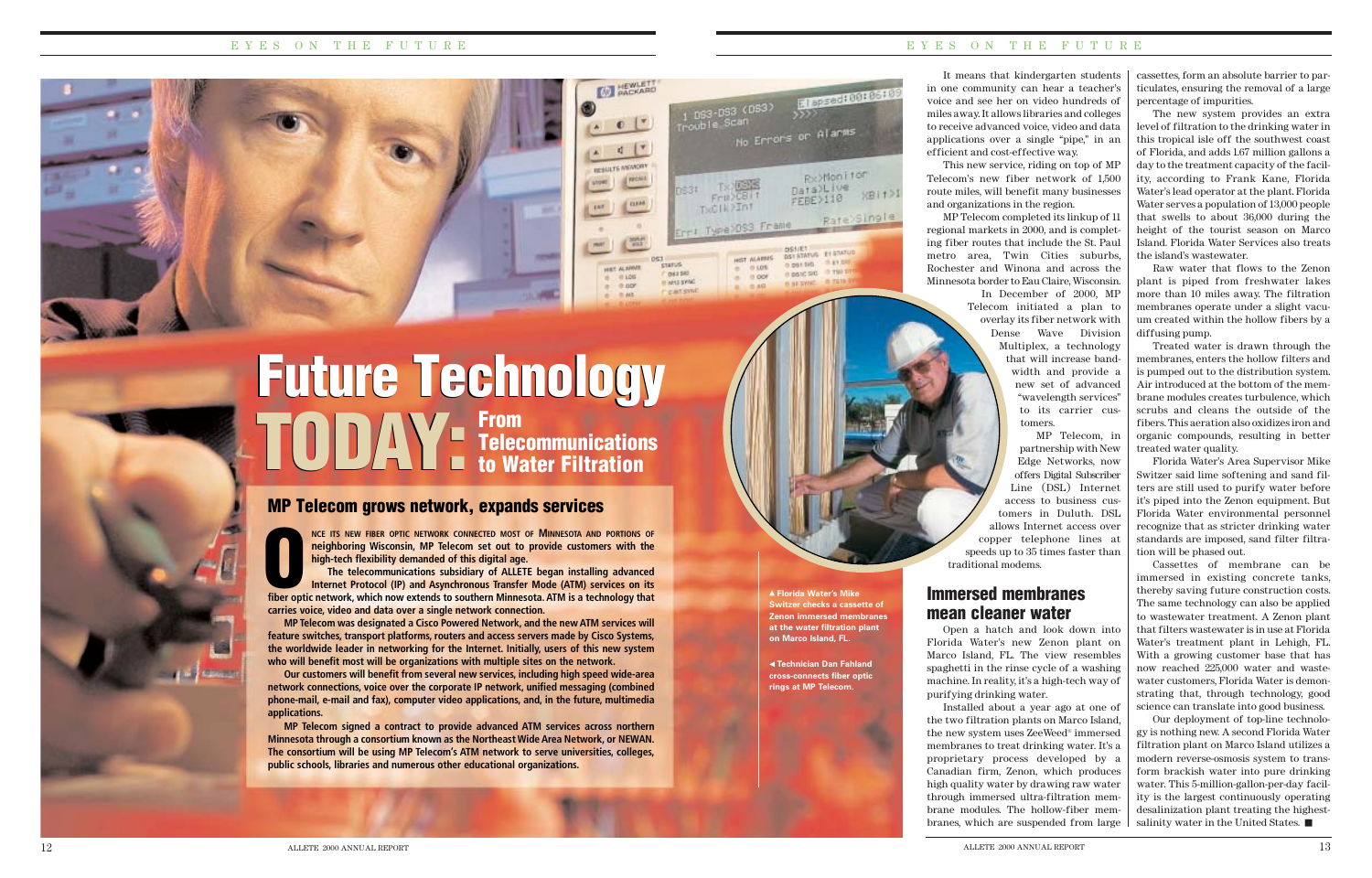# Future Technology TODAY: From Telecommunications to Water Filtration

## MP Telecom grows network, expands services

**Once its new fiber optic network connected most of Minnesota and portions of neighboring Wisconsin, MP Telecom set out to provide customers with the high-tech flexibility demanded of this digital age.**

**The telecommunications subsidiary of ALLETE began installing advanced Internet Protocol (IP) and Asynchronous Transfer Mode (ATM) services on its fiber optic network, which now extends to southern Minnesota. ATM is a technology that carries voice, video and data over a single network connection.**

**MP Telecom was designated a Cisco Powered Network, and the new ATM services will feature switches, transport platforms, routers and access servers made by Cisco Systems, the worldwide leader in networking for the Internet. Initially, users of this new system who will benefit most will be organizations with multiple sites on the network.**

**Our customers will benefit from several new services, including high speed wide-area network connections, voice over the corporate IP network, unified messaging (combined phone-mail, e-mail and fax), computer video applications, and, in the future, multimedia applications.**

**MP Telecom signed a contract to provide advanced ATM services across northern Minnesota through a consortium known as the Northeast Wide Area Network, or NEWAN. The consortium will be using MP Telecom's ATM network to serve universities, colleges, public schools, libraries and numerous other educational organizations.**

It means that kindergarten students in one community can hear a teacher's voice and see her on video hundreds of miles away. It allows libraries and colleges to receive advanced voice, video and data applications over a single "pipe," in an efficient and cost-effective way.

This new service, riding on top of MP Telecom's new fiber network of 1,500 route miles, will benefit many businesses and organizations in the region.

MP Telecom completed its linkup of 11 regional markets in 2000, and is completing fiber routes that include the St. Paul metro area, Twin Cities suburbs, Rochester and Winona and across the Minnesota border to Eau Claire, Wisconsin.

In December of 2000, MP Telecom initiated a plan to overlay its fiber network with Dense Wave Division Multiplex, a technology that will increase bandwidth and provide a new set of advanced "wavelength services" to its carrier customers.

MP Telecom, in partnership with New Edge Networks, now offers Digital Subscriber Line (DSL) Internet access to business customers in Duluth. DSL allows Internet access over copper telephone lines at speeds up to 35 times faster than traditional modems.

▲ Florida Water's Mike Switzer checks a cassette of Zenon immersed membranes at the water filtration plant on Marco Island, FL.

◄ Technician Dan Fahland cross-connects fiber optic rings at MP Telecom.

## Immersed membranes mean cleaner water

Open a hatch and look down into Florida Water's new Zenon plant on Marco Island, FL. The view resembles spaghetti in the rinse cycle of a washing machine. In reality, it's a high-tech way of purifying drinking water.

Installed about a year ago at one of the two filtration plants on Marco Island, the new system uses ZeeWeed® immersed membranes to treat drinking water. It's a proprietary process developed by a Canadian firm, Zenon, which produces high quality water by drawing raw water through immersed ultra-filtration membrane modules. The hollow-fiber membranes, which are suspended from large cassettes, form an absolute barrier to particulates, ensuring the removal of a large percentage of impurities.

The new system provides an extra level of filtration to the drinking water in this tropical isle off the southwest coast of Florida, and adds 1.67 million gallons a day to the treatment capacity of the facility, according to Frank Kane, Florida Water's lead operator at the plant. Florida Water serves a population of 13,000 people that swells to about 36,000 during the height of the tourist season on Marco Island. Florida Water Services also treats the island's wastewater.

Raw water that flows to the Zenon plant is piped from freshwater lakes more than 10 miles away. The filtration membranes operate under a slight vacuum created within the hollow fibers by a diffusing pump.

Treated water is drawn through the membranes, enters the hollow filters and is pumped out to the distribution system. Air introduced at the bottom of the membrane modules creates turbulence, which scrubs and cleans the outside of the fibers. This aeration also oxidizes iron and organic compounds, resulting in better treated water quality.

Florida Water's Area Supervisor Mike Switzer said lime softening and sand filters are still used to purify water before it's piped into the Zenon equipment. But Florida Water environmental personnel recognize that as stricter drinking water standards are imposed, sand filter filtration will be phased out.

Cassettes of membrane can be immersed in existing concrete tanks, thereby saving future construction costs. The same technology can also be applied to wastewater treatment. A Zenon plant that filters wastewater is in use at Florida Water's treatment plant in Lehigh, FL. With a growing customer base that has now reached 225,000 water and wastewater customers, Florida Water is demonstrating that, through technology, good science can translate into good business.

Our deployment of top-line technology is nothing new. A second Florida Water filtration plant on Marco Island utilizes a modern reverse-osmosis system to transform brackish water into pure drinking water. This 5-million-gallon-per-day facility is the largest continuously operating desalinization plant treating the highest-salinity water in the United States. ■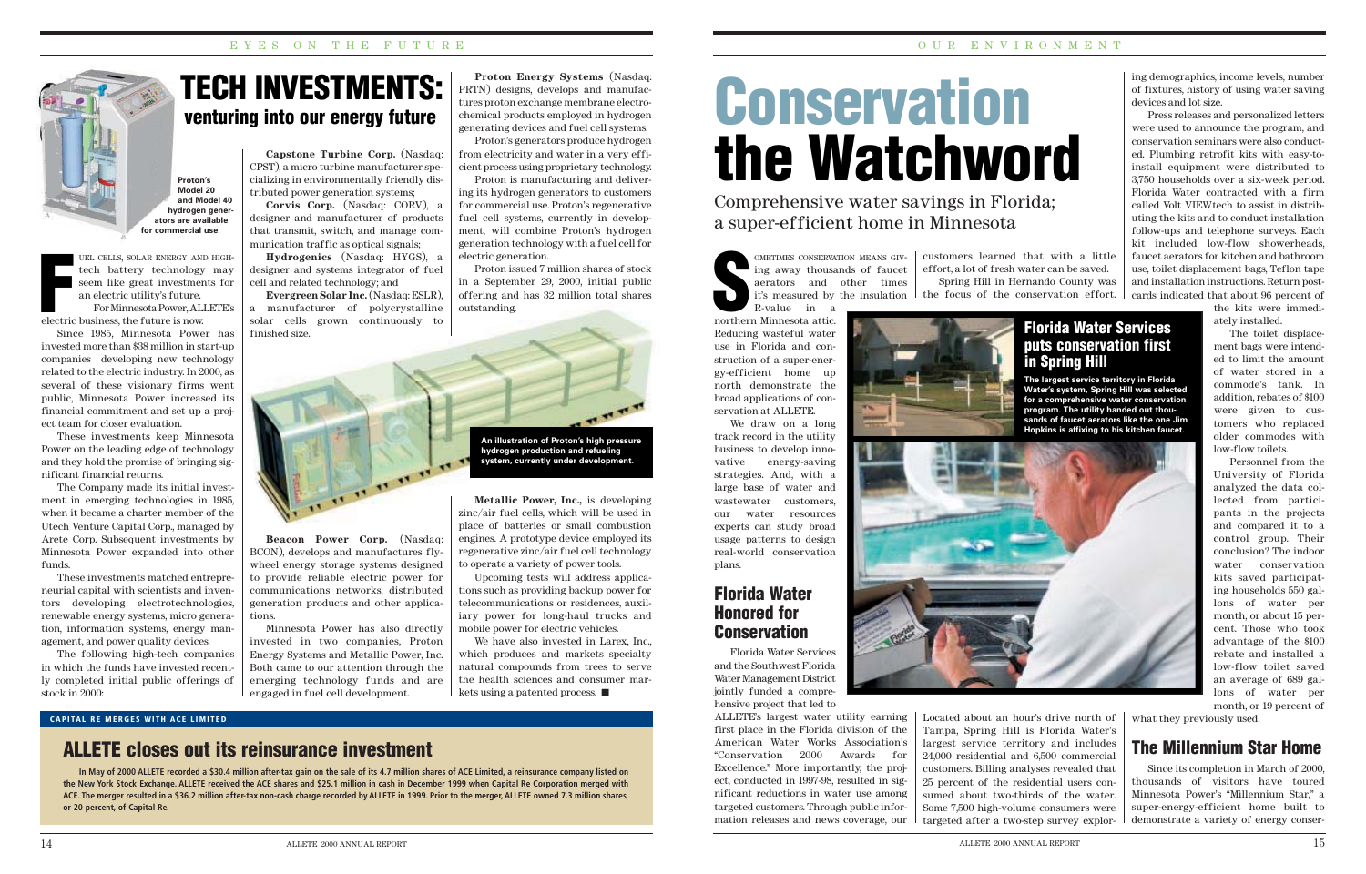# TECH INVESTMENTS:

## venturing into our energy future

Proton's Model 20 and Model 40 hydrogen generators are available for commercial use.

Fuel cells, solar energy and high-tech battery technology may seem like great investments for an electric utility's future.

For Minnesota Power, ALLETE's electric business, the future is now.

Since 1985, Minnesota Power has invested more than $38 million in start-up companies developing new technology related to the electric industry. In 2000, as several of these visionary firms went public, Minnesota Power increased its financial commitment and set up a project team for closer evaluation.

These investments keep Minnesota Power on the leading edge of technology and they hold the promise of bringing significant financial returns.

The Company made its initial investment in emerging technologies in 1985, when it became a charter member of the Utech Venture Capital Corp., managed by Arete Corp. Subsequent investments by Minnesota Power expanded into other funds.

These investments matched entrepreneurial capital with scientists and inventors developing electrotechnologies, renewable energy systems, micro generation, information systems, energy management, and power quality devices.

The following high-tech companies in which the funds have invested recently completed initial public offerings of stock in 2000:

**Capstone Turbine Corp.** (Nasdaq: CPST), a micro turbine manufacturer specializing in environmentally friendly distributed power generation systems;

**Corvis Corp.** (Nasdaq: CORV), a designer and manufacturer of products that transmit, switch, and manage communication traffic as optical signals;

**Hydrogenics** (Nasdaq: HYGS), a designer and systems integrator of fuel cell and related technology; and

**Evergreen Solar Inc.** (Nasdaq: ESLR), a manufacturer of polycrystalline solar cells grown continuously to finished size.

**Proton Energy Systems** (Nasdaq: PRTN) designs, develops and manufactures proton exchange membrane electrochemical products employed in hydrogen generating devices and fuel cell systems.

Proton's generators produce hydrogen from electricity and water in a very efficient process using proprietary technology.

Proton is manufacturing and delivering its hydrogen generators to customers for commercial use. Proton's regenerative fuel cell systems, currently in development, will combine Proton's hydrogen generation technology with a fuel cell for electric generation.

Proton issued 7 million shares of stock in a September 29, 2000, initial public offering and has 32 million total shares outstanding.

An illustration of Proton's high pressure hydrogen production and refueling system, currently under development.

**Beacon Power Corp.** (Nasdaq: BCON), develops and manufactures flywheel energy storage systems designed to provide reliable electric power for communications networks, distributed generation products and other applications.

Minnesota Power has also directly invested in two companies, Proton Energy Systems and Metallic Power, Inc. Both came to our attention through the emerging technology funds and are engaged in fuel cell development.

**Metallic Power, Inc.,** is developing zinc/air fuel cells, which will be used in place of batteries or small combustion engines. A prototype device employed its regenerative zinc/air fuel cell technology to operate a variety of power tools.

Upcoming tests will address applications such as providing backup power for telecommunications or residences, auxiliary power for long-haul trucks and mobile power for electric vehicles.

We have also invested in Larex, Inc., which produces and markets specialty natural compounds from trees to serve the health sciences and consumer markets using a patented process. ■

**CAPITAL RE MERGES WITH ACE LIMITED**

## ALLETE closes out its reinsurance investment

**In May of 2000 ALLETE recorded a $30.4 million after-tax gain on the sale of its 4.7 million shares of ACE Limited, a reinsurance company listed on the New York Stock Exchange. ALLETE received the ACE shares and $25.1 million in cash in December 1999 when Capital Re Corporation merged with ACE. The merger resulted in a $36.2 million after-tax non-cash charge recorded by ALLETE in 1999. Prior to the merger, ALLETE owned 7.3 million shares, or 20 percent, of Capital Re.**

# Conservation the Watchword

Comprehensive water savings in Florida; a super-efficient home in Minnesota

Sometimes conservation means giving away thousands of faucet aerators and other times it's measured by the insulation R-value in a northern Minnesota attic. Reducing wasteful water use in Florida and construction of a super-energy-efficient home up north demonstrate the broad applications of conservation at ALLETE.

We draw on a long track record in the utility business to develop innovative energy-saving strategies. And, with a large base of water and wastewater customers, our water resources experts can study broad usage patterns to design real-world conservation plans.

## Florida Water Honored for Conservation

Florida Water Services and the Southwest Florida Water Management District jointly funded a comprehensive project that led to ALLETE's largest water utility earning first place in the Florida division of the American Water Works Association's "Conservation 2000 Awards for Excellence." More importantly, the project, conducted in 1997-98, resulted in significant reductions in water use among targeted customers. Through public information releases and news coverage, our customers learned that with a little effort, a lot of fresh water can be saved.

Spring Hill in Hernando County was the focus of the conservation effort.

### Florida Water Services puts conservation first in Spring Hill

**The largest service territory in Florida Water's system, Spring Hill was selected for a comprehensive water conservation program. The utility handed out thousands of faucet aerators like the one Jim Hopkins is affixing to his kitchen faucet.**

Located about an hour's drive north of Tampa, Spring Hill is Florida Water's largest service territory and includes 24,000 residential and 6,500 commercial customers. Billing analyses revealed that 25 percent of the residential users consumed about two-thirds of the water. Some 7,500 high-volume consumers were targeted after a two-step survey exploring demographics, income levels, number of fixtures, history of using water saving devices and lot size.

Press releases and personalized letters were used to announce the program, and conservation seminars were also conducted. Plumbing retrofit kits with easy-to-install equipment were distributed to 3,750 households over a six-week period. Florida Water contracted with a firm called Volt VIEWtech to assist in distributing the kits and to conduct installation follow-ups and telephone surveys. Each kit included low-flow showerheads, faucet aerators for kitchen and bathroom use, toilet displacement bags, Teflon tape and installation instructions. Return postcards indicated that about 96 percent of the kits were immediately installed.

The toilet displacement bags were intended to limit the amount of water stored in a commode's tank. In addition, rebates of $100 were given to customers who replaced older commodes with low-flow toilets.

Personnel from the University of Florida analyzed the data collected from participants in the projects and compared it to a control group. Their conclusion? The indoor water conservation kits saved participating households 550 gallons of water per month, or about 15 percent. Those who took advantage of the $100 rebate and installed a low-flow toilet saved an average of 689 gallons of water per month, or 19 percent of what they previously used.

## The Millennium Star Home

Since its completion in March of 2000, thousands of visitors have toured Minnesota Power's "Millennium Star," a super-energy-efficient home built to demonstrate a variety of energy conser-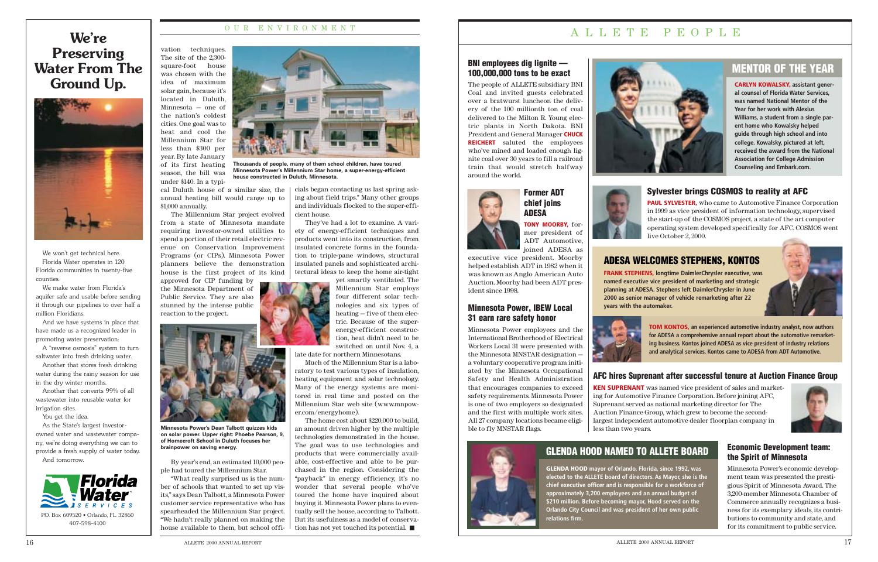# We're Preserving Water From The Ground Up.

We won't get technical here. Florida Water operates in 120 Florida communities in twenty-five counties.

We make water from Florida's aquifer safe and usable before sending it through our pipelines to over half a million Floridians.

And we have systems in place that have made us a recognized leader in promoting water preservation:

A "reverse osmosis" system to turn saltwater into fresh drinking water.

Another that stores fresh drinking water during the rainy season for use in the dry winter months.

Another that converts 99% of all wastewater into reusable water for irrigation sites.

You get the idea.

As the State's largest investor-owned water and wastewater company, we're doing everything we can to provide a fresh supply of water today. And tomorrow.

Florida Water SERVICES

P.O. Box 609520 • Orlando, FL 32860
407-598-4100

OUR ENVIRONMENT

vation techniques. The site of the 2,300-square-foot house was chosen with the idea of maximum solar gain, because it's located in Duluth, Minnesota — one of the nation's coldest cities. One goal was to heat and cool the Millennium Star for less than $300 per year. By late January of its first heating season, the bill was under $140. In a typical Duluth house of a similar size, the annual heating bill would range up to $1,000 annually.

**Thousands of people, many of them school children, have toured Minnesota Power's Millennium Star home, a super-energy-efficient house constructed in Duluth, Minnesota.**

The Millennium Star project evolved from a state of Minnesota mandate requiring investor-owned utilities to spend a portion of their retail electric revenue on Conservation Improvement Programs (or CIPs). Minnesota Power planners believe the demonstration house is the first project of its kind approved for CIP funding by the Minnesota Department of Public Service. They are also stunned by the intense public reaction to the project.

**Minnesota Power's Dean Talbott quizzes kids on solar power. Upper right: Phoebe Pearson, 9, of Homecroft School in Duluth focuses her brainpower on saving energy.**

By year's end, an estimated 10,000 people had toured the Millennium Star.

"What really surprised us is the number of schools that wanted to set up visits," says Dean Talbott, a Minnesota Power customer service representative who has spearheaded the Millennium Star project. "We hadn't really planned on making the house available to them, but school officials began contacting us last spring asking about field trips." Many other groups and individuals flocked to the super-efficient house.

They've had a lot to examine. A variety of energy-efficient techniques and products went into its construction, from insulated concrete forms in the foundation to triple-pane windows, structural insulated panels and sophisticated architectural ideas to keep the home air-tight yet smartly ventilated. The Millennium Star employs four different solar technologies and six types of heating — five of them electric. Because of the super-energy-efficient construction, heat didn't need to be switched on until Nov. 4, a late date for northern Minnesotans.

Much of the Millennium Star is a laboratory to test various types of insulation, heating equipment and solar technology. Many of the energy systems are monitored in real time and posted on the Millennium Star web site (www.mnpower.com/energyhome).

The home cost about $220,000 to build, an amount driven higher by the multiple technologies demonstrated in the house. The goal was to use technologies and products that were commercially available, cost-effective and able to be purchased in the region. Considering the "payback" in energy efficiency, it's no wonder that several people who've toured the home have inquired about buying it. Minnesota Power plans to eventually sell the house, according to Talbott. But its usefulness as a model of conservation has not yet touched its potential. ■

# ALLETE PEOPLE

## BNI employees dig lignite — 100,000,000 tons to be exact

The people of ALLETE subsidiary BNI Coal and invited guests celebrated over a bratwurst luncheon the delivery of the 100 millionth ton of coal delivered to the Milton R. Young electric plants in North Dakota. BNI President and General Manager **CHUCK REICHERT** saluted the employees who've mined and loaded enough lignite coal over 30 years to fill a railroad train that would stretch halfway around the world.

## Former ADT chief joins ADESA

**TONY MOORBY**, former president of ADT Automotive, joined ADESA as executive vice president. Moorby helped establish ADT in 1982 when it was known as Anglo American Auto Auction. Moorby had been ADT president since 1998.

## Minnesota Power, IBEW Local 31 earn rare safety honor

Minnesota Power employees and the International Brotherhood of Electrical Workers Local 31 were presented with the Minnesota MNSTAR designation — a voluntary cooperative program initiated by the Minnesota Occupational Safety and Health Administration that encourages companies to exceed safety requirements. Minnesota Power is one of two employers so designated and the first with multiple work sites. All 27 company locations became eligible to fly MNSTAR flags.

## MENTOR OF THE YEAR

**CARLYN KOWALSKY, assistant general counsel of Florida Water Services, was named National Mentor of the Year for her work with Alexius Williams, a student from a single parent home whom Kowalsky helped guide through high school and into college. Kowalsky, pictured at left, received the award from the National Association for College Admission Counseling and Embark.com.**

## Sylvester brings COSMOS to reality at AFC

**PAUL SYLVESTER,** who came to Automotive Finance Corporation in 1999 as vice president of information technology, supervised the start-up of the COSMOS project, a state of the art computer operating system developed specifically for AFC. COSMOS went live October 2, 2000.

## ADESA WELCOMES STEPHENS, KONTOS

**FRANK STEPHENS, longtime DaimlerChrysler executive, was named executive vice president of marketing and strategic planning at ADESA. Stephens left DaimlerChrysler in June 2000 as senior manager of vehicle remarketing after 22 years with the automaker.**

**TOM KONTOS, an experienced automotive industry analyst, now authors for ADESA a comprehensive annual report about the automotive remarketing business. Kontos joined ADESA as vice president of industry relations and analytical services. Kontos came to ADESA from ADT Automotive.**

## AFC hires Suprenant after successful tenure at Auction Finance Group

**KEN SUPRENANT** was named vice president of sales and marketing for Automotive Finance Corporation. Before joining AFC, Suprenant served as national marketing director for The Auction Finance Group, which grew to become the second-largest independent automotive dealer floorplan company in less than two years.

## GLENDA HOOD NAMED TO ALLETE BOARD

**GLENDA HOOD mayor of Orlando, Florida, since 1992, was elected to the ALLETE board of directors. As Mayor, she is the chief executive officer and is responsible for a workforce of approximately 3,200 employees and an annual budget of $210 million. Before becoming mayor, Hood served on the Orlando City Council and was president of her own public relations firm.**

## Economic Development team: the Spirit of Minnesota

Minnesota Power's economic development team was presented the prestigious Spirit of Minnesota Award. The 3,200-member Minnesota Chamber of Commerce annually recognizes a business for its exemplary ideals, its contributions to community and state, and for its commitment to public service.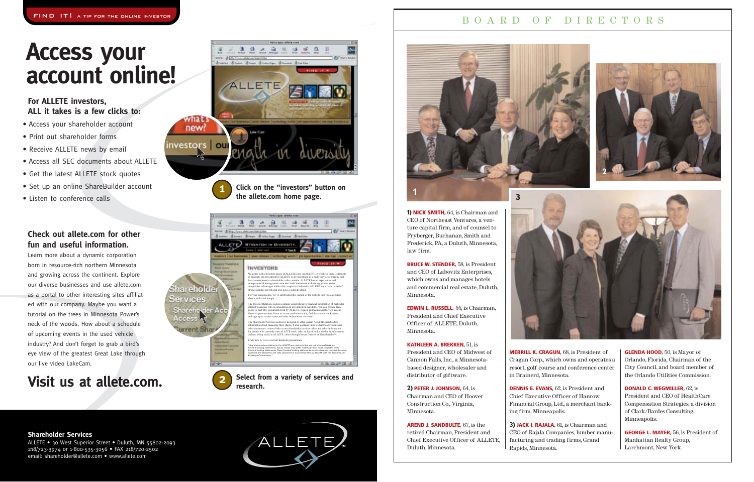FIND IT! A TIP FOR THE ONLINE INVESTOR

# Access your account online!

**For ALLETE investors, ALL it takes is a few clicks to:**

- Access your shareholder account
- Print out shareholder forms
- Receive ALLETE news by email
- Access all SEC documents about ALLETE
- Get the latest ALLETE stock quotes
- Set up an online ShareBuilder account
- Listen to conference calls

**1** Click on the "investors" button on the allete.com home page.

**Check out allete.com for other fun and useful information.**

Learn more about a dynamic corporation born in resource-rich northern Minnesota and growing across the continent. Explore our diverse businesses and use allete.com as a portal to other interesting sites affiliated with our company. Maybe you want a tutorial on the trees in Minnesota Power's neck of the woods. How about a schedule of upcoming events in the used vehicle industry? And don't forget to grab a bird's eye view of the greatest Great Lake through our live video LakeCam.

## Visit us at allete.com.

**2** Select from a variety of services and research.

**Shareholder Services**
ALLETE • 30 West Superior Street • Duluth, MN 55802-2093
218/723-3974 or 1-800-535-3056 • FAX 218/720-2502
email: shareholder@allete.com • www.allete.com

# BOARD OF DIRECTORS

**1) NICK SMITH,** 64, is Chairman and CEO of Northeast Ventures, a venture capital firm, and of counsel to Fryberger, Buchanan, Smith and Frederick, PA, a Duluth, Minnesota, law firm.

**BRUCE W. STENDER,** 58, is President and CEO of Labovitz Enterprises, which owns and manages hotels and commercial real estate, Duluth, Minnesota.

**EDWIN L. RUSSELL,** 55, is Chairman, President and Chief Executive Officer of ALLETE, Duluth, Minnesota.

**KATHLEEN A. BREKKEN,** 51, is President and CEO of Midwest of Cannon Falls, Inc., a Minnesota-based designer, wholesaler and distributor of giftware.

**2) PETER J. JOHNSON,** 64, is Chairman and CEO of Hoover Construction Co., Virginia, Minnesota.

**AREND J. SANDBULTE,** 67, is the retired Chairman, President and Chief Executive Officer of ALLETE, Duluth, Minnesota.

**MERRILL K. CRAGUN,** 68, is President of Cragun Corp., which owns and operates a resort, golf course and conference center in Brainerd, Minnesota.

**DENNIS E. EVANS,** 62, is President and Chief Executive Officer of Hanrow Financial Group, Ltd., a merchant banking firm, Minneapolis.

**3) JACK I. RAJALA,** 61, is Chairman and CEO of Rajala Companies, lumber manufacturing and trading firms, Grand Rapids, Minnesota.

**GLENDA HOOD,** 50, is Mayor of Orlando, Florida, Chairman of the City Council, and board member of the Orlando Utilities Commission.

**DONALD C. WEGMILLER,** 62, is President and CEO of HealthCare Compensation Strategies, a division of Clark/Bardes Consulting, Minneapolis.

**GEORGE L. MAYER,** 56, is President of Manhattan Realty Group, Larchmont, New York.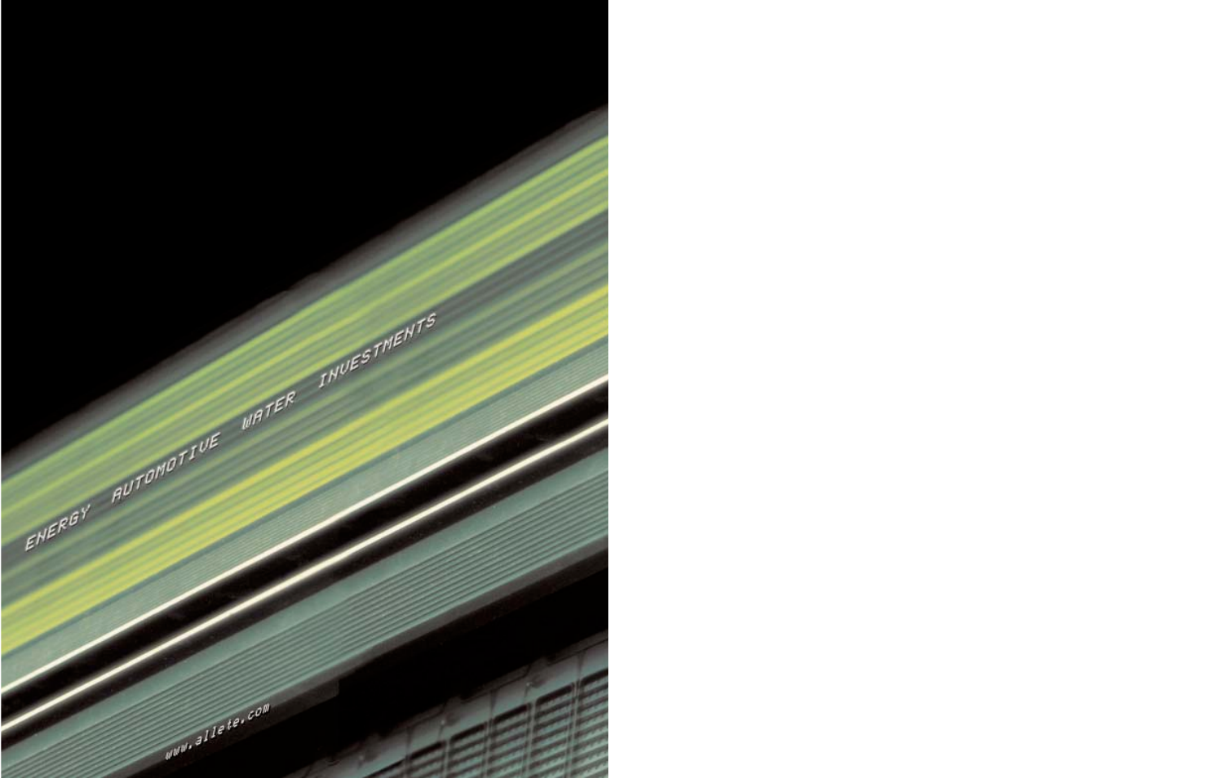ENERGY AUTOMOTIVE WATER INVESTMENTS

www.allete.com